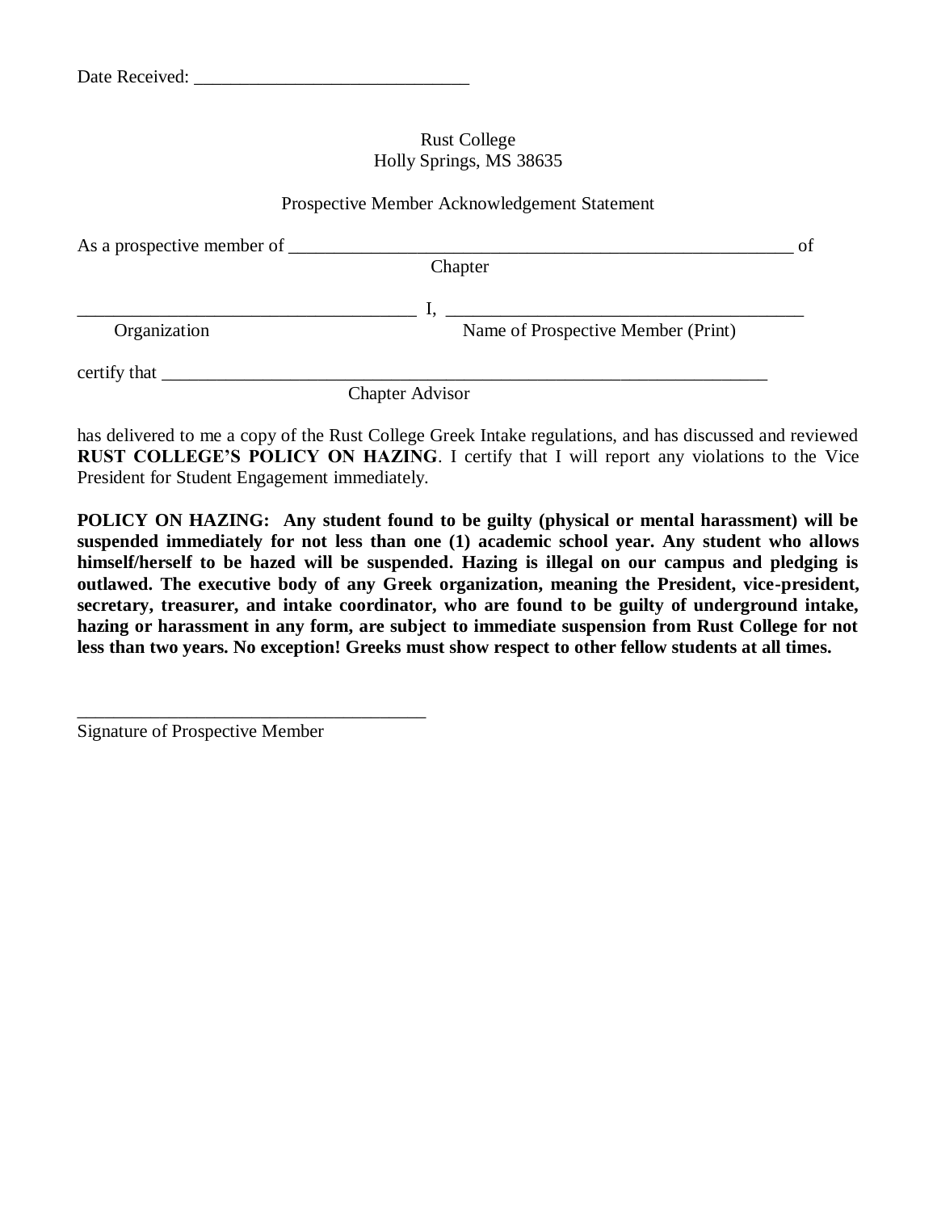Date Received: ______________________________

Rust College
Holly Springs, MS 38635

Prospective Member Acknowledgement Statement

As a prospective member of ________________________________________________________ of
Chapter

____________________________________ I, ________________________________________
Organization Name of Prospective Member (Print)

certify that ____________________________________________________________________
Chapter Advisor

has delivered to me a copy of the Rust College Greek Intake regulations, and has discussed and reviewed **RUST COLLEGE'S POLICY ON HAZING**. I certify that I will report any violations to the Vice President for Student Engagement immediately.

**POLICY ON HAZING: Any student found to be guilty (physical or mental harassment) will be suspended immediately for not less than one (1) academic school year. Any student who allows himself/herself to be hazed will be suspended. Hazing is illegal on our campus and pledging is outlawed. The executive body of any Greek organization, meaning the President, vice-president, secretary, treasurer, and intake coordinator, who are found to be guilty of underground intake, hazing or harassment in any form, are subject to immediate suspension from Rust College for not less than two years. No exception! Greeks must show respect to other fellow students at all times.**

_______________________________________
Signature of Prospective Member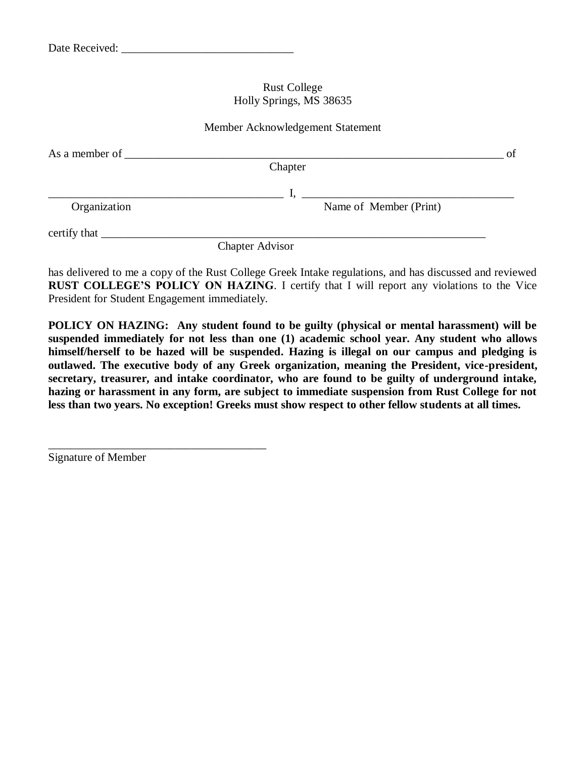Date Received: ______________________________

Rust College
Holly Springs, MS 38635

Member Acknowledgement Statement

As a member of ____________________________________________________________________ of
Chapter

__________________________________________ I, ____________________________________
Organization Name of Member (Print)

certify that _____________________________________________________________________
Chapter Advisor

has delivered to me a copy of the Rust College Greek Intake regulations, and has discussed and reviewed **RUST COLLEGE'S POLICY ON HAZING**. I certify that I will report any violations to the Vice President for Student Engagement immediately.

**POLICY ON HAZING: Any student found to be guilty (physical or mental harassment) will be suspended immediately for not less than one (1) academic school year. Any student who allows himself/herself to be hazed will be suspended. Hazing is illegal on our campus and pledging is outlawed. The executive body of any Greek organization, meaning the President, vice-president, secretary, treasurer, and intake coordinator, who are found to be guilty of underground intake, hazing or harassment in any form, are subject to immediate suspension from Rust College for not less than two years. No exception! Greeks must show respect to other fellow students at all times.**

_______________________________________
Signature of Member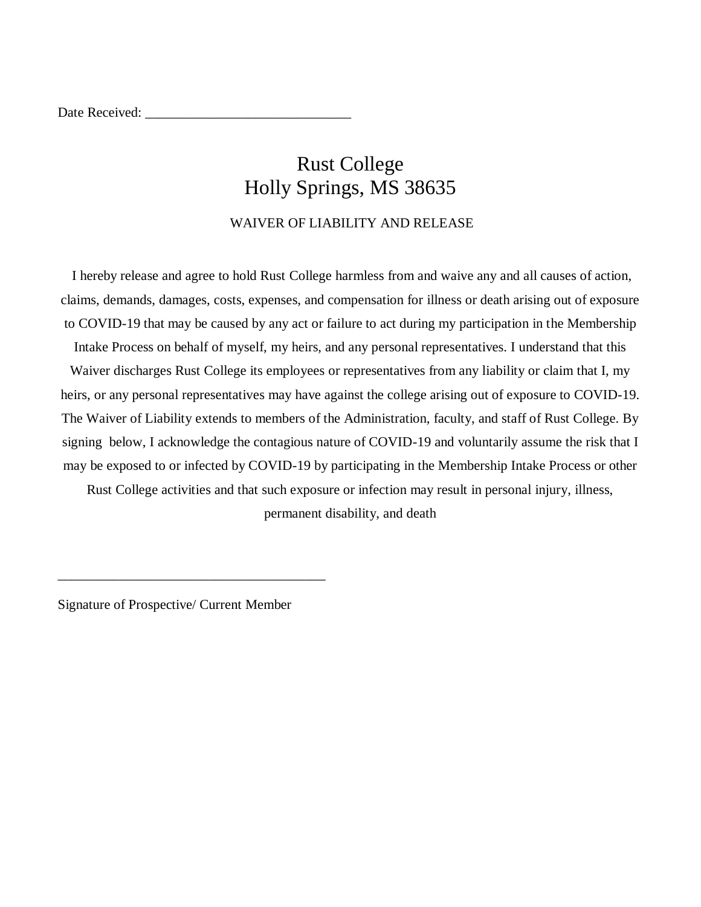Date Received: ______________________________

# Rust College
# Holly Springs, MS 38635

WAIVER OF LIABILITY AND RELEASE

I hereby release and agree to hold Rust College harmless from and waive any and all causes of action, claims, demands, damages, costs, expenses, and compensation for illness or death arising out of exposure to COVID-19 that may be caused by any act or failure to act during my participation in the Membership Intake Process on behalf of myself, my heirs, and any personal representatives. I understand that this Waiver discharges Rust College its employees or representatives from any liability or claim that I, my heirs, or any personal representatives may have against the college arising out of exposure to COVID-19. The Waiver of Liability extends to members of the Administration, faculty, and staff of Rust College. By signing below, I acknowledge the contagious nature of COVID-19 and voluntarily assume the risk that I may be exposed to or infected by COVID-19 by participating in the Membership Intake Process or other Rust College activities and that such exposure or infection may result in personal injury, illness, permanent disability, and death

_______________________________________

Signature of Prospective/ Current Member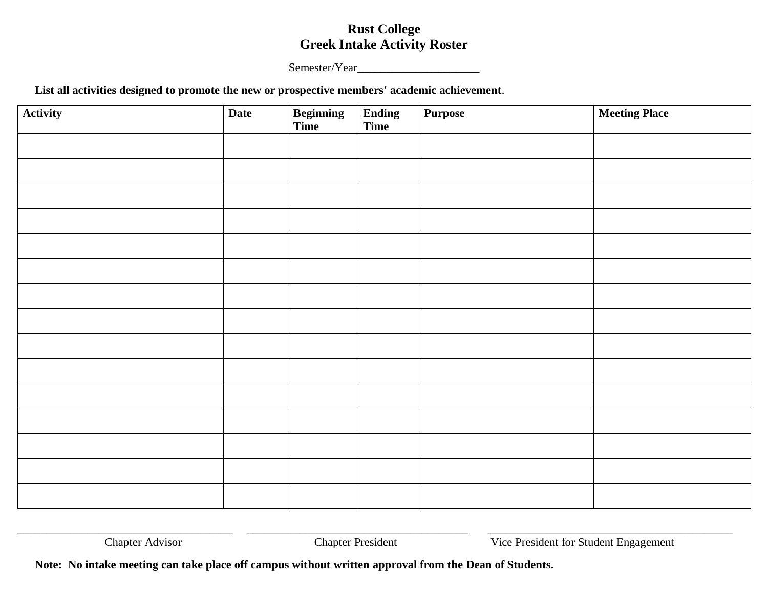# Rust College
## Greek Intake Activity Roster

Semester/Year_____________________

**List all activities designed to promote the new or prospective members' academic achievement**.

| Activity | Date | Beginning Time | Ending Time | Purpose | Meeting Place |
|---|---|---|---|---|---|
| | | | | | |
| | | | | | |
| | | | | | |
| | | | | | |
| | | | | | |
| | | | | | |
| | | | | | |
| | | | | | |
| | | | | | |
| | | | | | |
| | | | | | |
| | | | | | |
| | | | | | |
| | | | | | |
| | | | | | |

_________________________________ Chapter Advisor

_________________________________ Chapter President

_________________________________ Vice President for Student Engagement

**Note: No intake meeting can take place off campus without written approval from the Dean of Students.**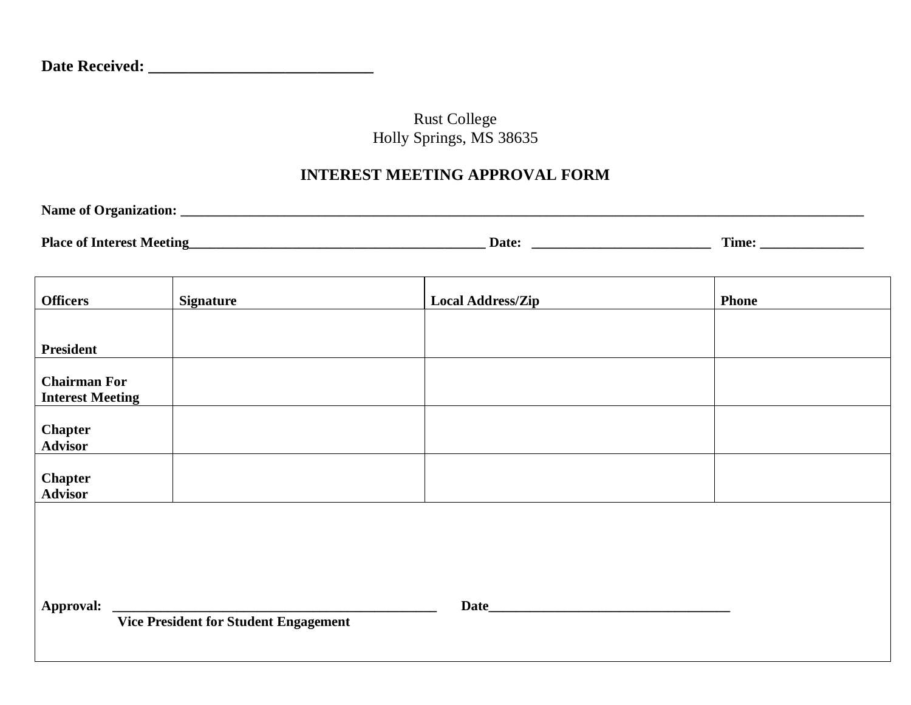**Date Received: \_\_\_\_\_\_\_\_\_\_\_\_\_\_\_\_\_\_\_\_\_\_\_\_\_\_\_\_\_**

Rust College
Holly Springs, MS 38635

# INTEREST MEETING APPROVAL FORM

**Name of Organization: \_\_\_\_\_\_\_\_\_\_\_\_\_\_\_\_\_\_\_\_\_\_\_\_\_\_\_\_\_\_\_\_\_\_\_\_\_\_\_\_\_\_\_\_\_\_\_\_\_\_\_\_\_\_\_\_\_\_\_\_\_\_\_\_\_\_\_\_\_\_\_\_\_\_\_\_\_\_\_\_\_\_\_\_\_\_\_\_\_\_\_\_\_\_\_\_\_\_\_\_**

**Place of Interest Meeting\_\_\_\_\_\_\_\_\_\_\_\_\_\_\_\_\_\_\_\_\_\_\_\_\_\_\_\_\_\_\_\_\_\_\_\_\_\_\_\_\_\_\_\_\_\_\_ Date: \_\_\_\_\_\_\_\_\_\_\_\_\_\_\_\_\_\_\_\_\_\_\_\_\_\_\_ Time: \_\_\_\_\_\_\_\_\_\_\_\_\_\_\_**

| Officers | Signature | Local Address/Zip | Phone |
|---|---|---|---|
| President | | | |
| Chairman For Interest Meeting | | | |
| Chapter Advisor | | | |
| Chapter Advisor | | | |

**Approval: \_\_\_\_\_\_\_\_\_\_\_\_\_\_\_\_\_\_\_\_\_\_\_\_\_\_\_\_\_\_\_\_\_\_\_\_\_\_\_\_\_\_\_\_\_\_\_\_\_ Date\_\_\_\_\_\_\_\_\_\_\_\_\_\_\_\_\_\_\_\_\_\_\_\_\_\_\_\_\_\_\_\_\_\_\_\_**
**Vice President for Student Engagement**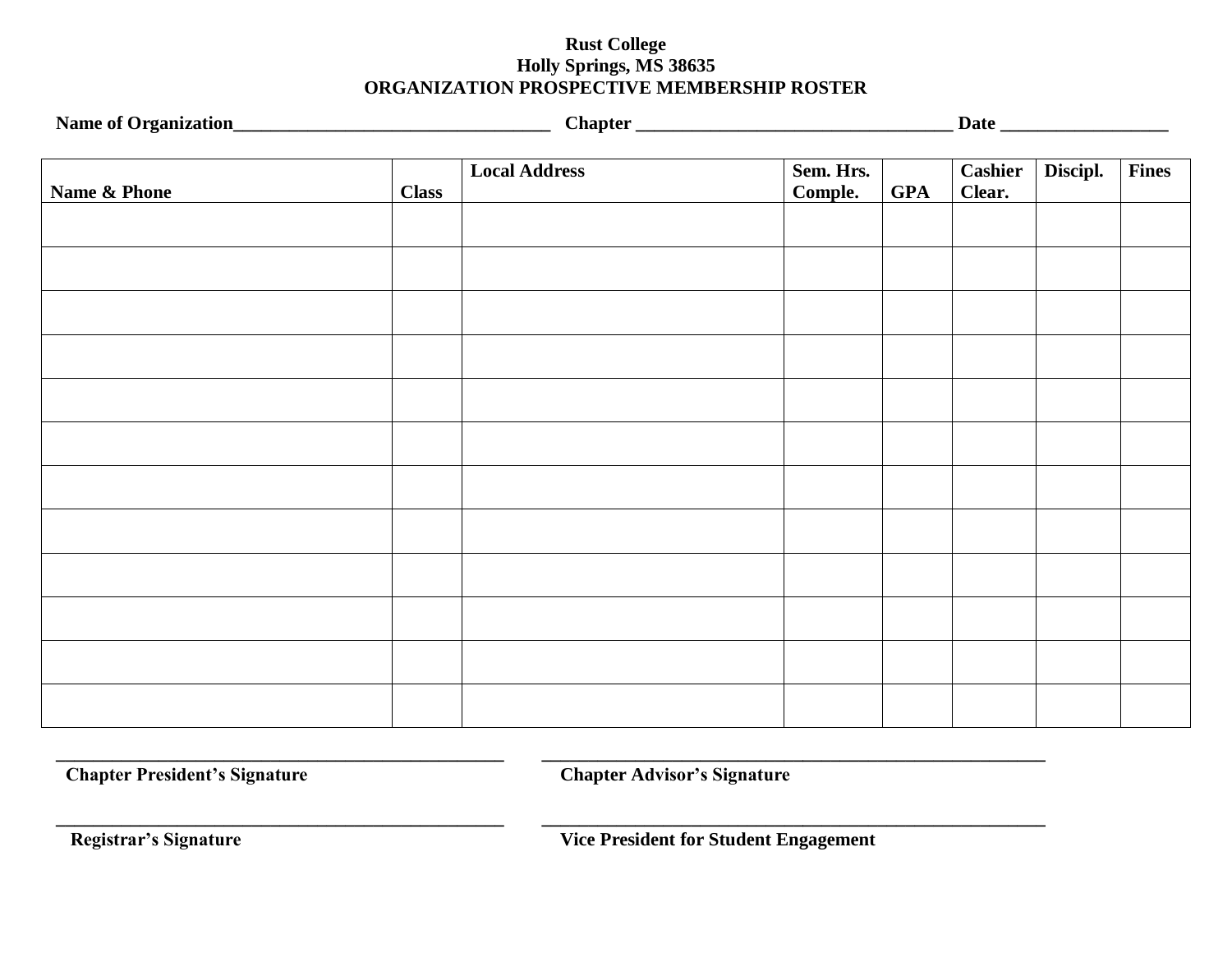**Rust College**
**Holly Springs, MS 38635**
**ORGANIZATION PROSPECTIVE MEMBERSHIP ROSTER**

**Name of Organization**___________________________________ **Chapter** ___________________________________ **Date** __________________

| Name & Phone | Class | Local Address | Sem. Hrs. Comple. | GPA | Cashier Clear. | Discipl. | Fines |
|---|---|---|---|---|---|---|---|
| | | | | | | | |
| | | | | | | | |
| | | | | | | | |
| | | | | | | | |
| | | | | | | | |
| | | | | | | | |
| | | | | | | | |
| | | | | | | | |
| | | | | | | | |
| | | | | | | | |
| | | | | | | | |
| | | | | | | | |

_________________________________________________ **Chapter President's Signature**

_______________________________________________________ **Chapter Advisor's Signature**

_________________________________________________ **Registrar's Signature**

_______________________________________________________ **Vice President for Student Engagement**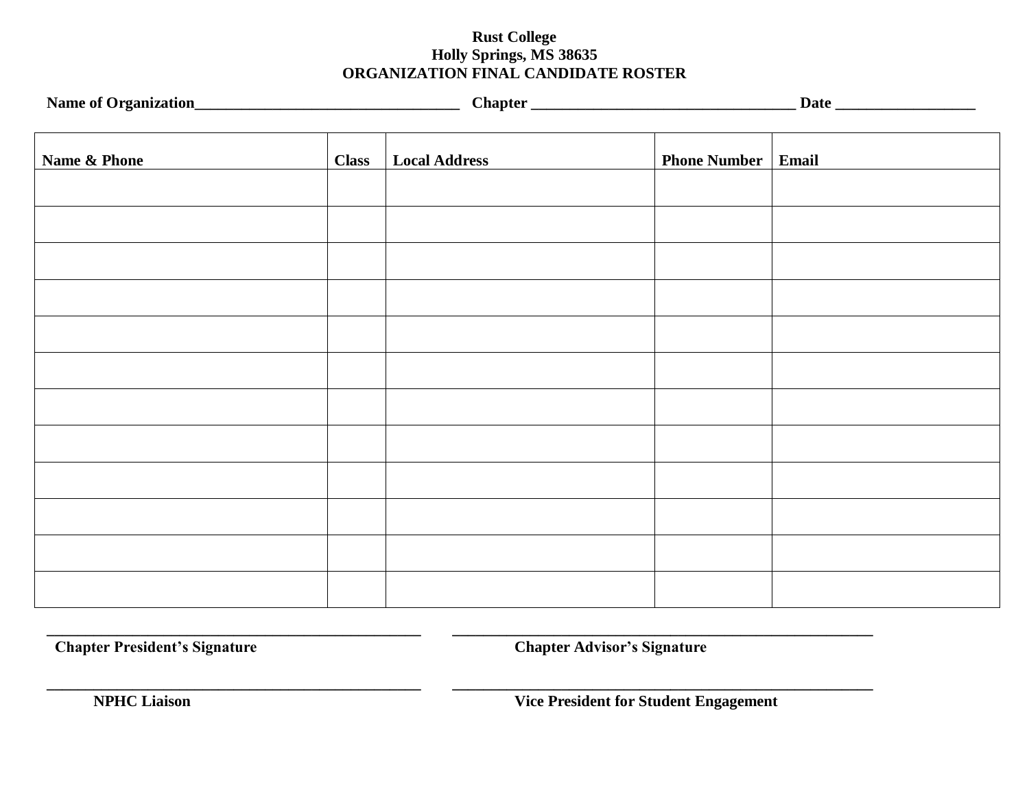**Rust College**
**Holly Springs, MS 38635**
**ORGANIZATION FINAL CANDIDATE ROSTER**

**Name of Organization**_________________________________ **Chapter** _________________________________ **Date** _________________

| Name & Phone | Class | Local Address | Phone Number | Email |
|---|---|---|---|---|
| | | | | |
| | | | | |
| | | | | |
| | | | | |
| | | | | |
| | | | | |
| | | | | |
| | | | | |
| | | | | |
| | | | | |
| | | | | |
| | | | | |

_______________________________________________ **Chapter President's Signature**

_______________________________________________ **Chapter Advisor's Signature**

_______________________________________________ **NPHC Liaison**

_______________________________________________ **Vice President for Student Engagement**